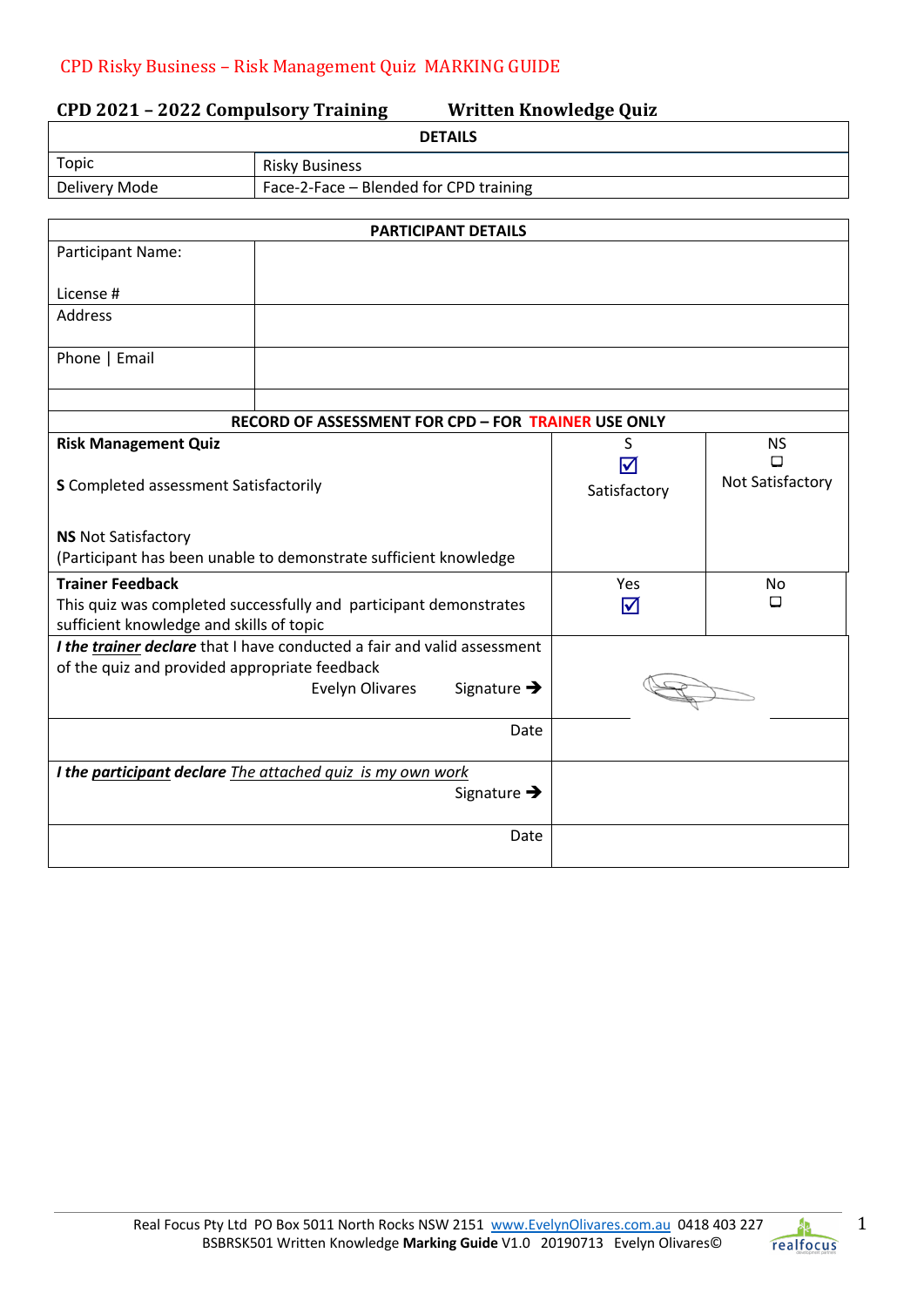CPD Risky Business – Risk Management Quiz  MARKING GUIDE

**CPD 2021 – 2022 Compulsory Training** **Written Knowledge Quiz**

| DETAILS | |
|---|---|
| Topic | Risky Business |
| Delivery Mode | Face-2-Face – Blended for CPD training |

| PARTICIPANT DETAILS | |
|---|---|
| Participant Name:<br><br>License # | |
| Address | |
| Phone \| Email | |
| | |

| RECORD OF ASSESSMENT FOR CPD – FOR TRAINER USE ONLY | | |
|---|---|---|
| **Risk Management Quiz**<br><br>**S** Completed assessment Satisfactorily<br><br>**NS** Not Satisfactory<br>(Participant has been unable to demonstrate sufficient knowledge | S<br>☑<br>Satisfactory | NS<br>☐<br>Not Satisfactory |
| **Trainer Feedback**<br>This quiz was completed successfully and participant demonstrates sufficient knowledge and skills of topic | Yes<br>☑ | No<br>☐ |
| ***I the trainer declare*** that I have conducted a fair and valid assessment of the quiz and provided appropriate feedback<br>Evelyn Olivares Signature ➔ | | |
| Date | | |
| ***I the participant declare*** *The attached quiz is my own work*<br>Signature ➔ | | |
| Date | | |

Real Focus Pty Ltd PO Box 5011 North Rocks NSW 2151 www.EvelynOlivares.com.au 0418 403 227
BSBRSK501 Written Knowledge **Marking Guide** V1.0 20190713 Evelyn Olivares©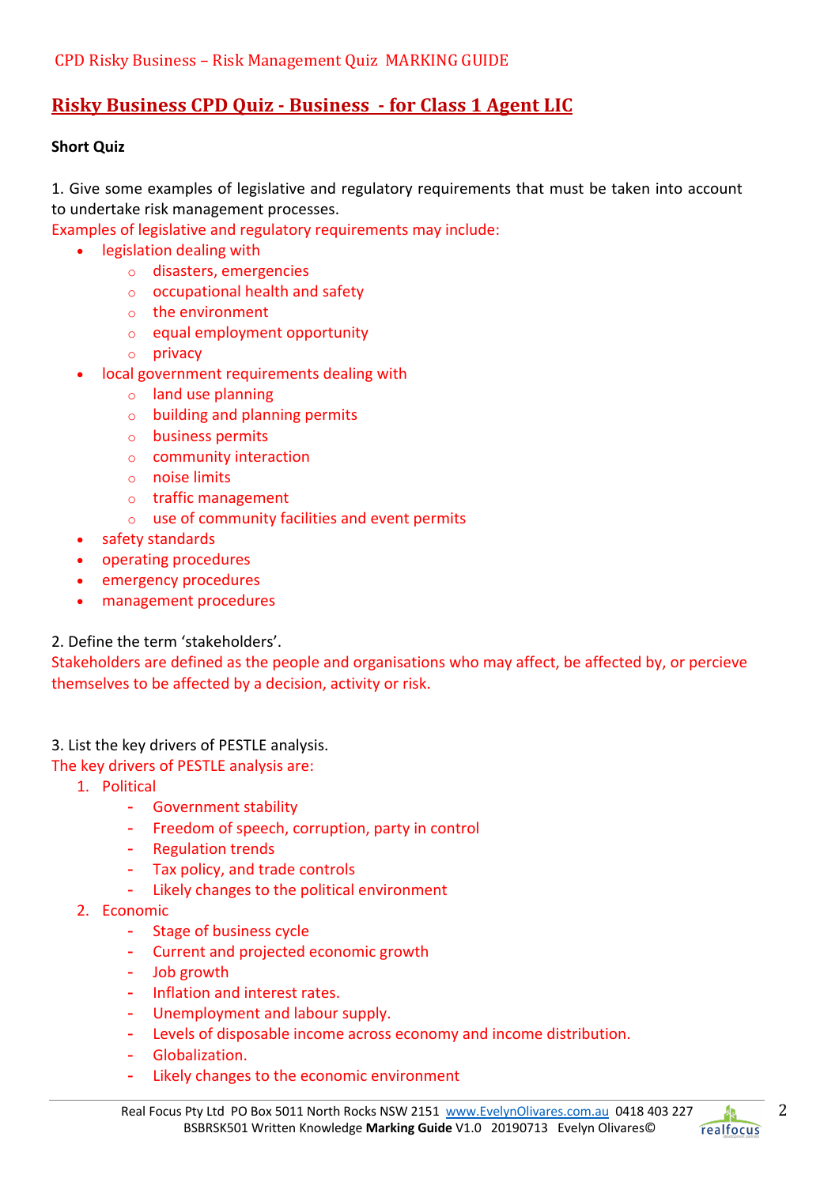CPD Risky Business – Risk Management Quiz MARKING GUIDE

# Risky Business CPD Quiz - Business - for Class 1 Agent LIC

**Short Quiz**

1. Give some examples of legislative and regulatory requirements that must be taken into account to undertake risk management processes.

Examples of legislative and regulatory requirements may include:

- legislation dealing with
  - disasters, emergencies
  - occupational health and safety
  - the environment
  - equal employment opportunity
  - privacy
- local government requirements dealing with
  - land use planning
  - building and planning permits
  - business permits
  - community interaction
  - noise limits
  - traffic management
  - use of community facilities and event permits
- safety standards
- operating procedures
- emergency procedures
- management procedures

2. Define the term 'stakeholders'.

Stakeholders are defined as the people and organisations who may affect, be affected by, or percieve themselves to be affected by a decision, activity or risk.

3. List the key drivers of PESTLE analysis.

The key drivers of PESTLE analysis are:

1. Political
   - Government stability
   - Freedom of speech, corruption, party in control
   - Regulation trends
   - Tax policy, and trade controls
   - Likely changes to the political environment
2. Economic
   - Stage of business cycle
   - Current and projected economic growth
   - Job growth
   - Inflation and interest rates.
   - Unemployment and labour supply.
   - Levels of disposable income across economy and income distribution.
   - Globalization.
   - Likely changes to the economic environment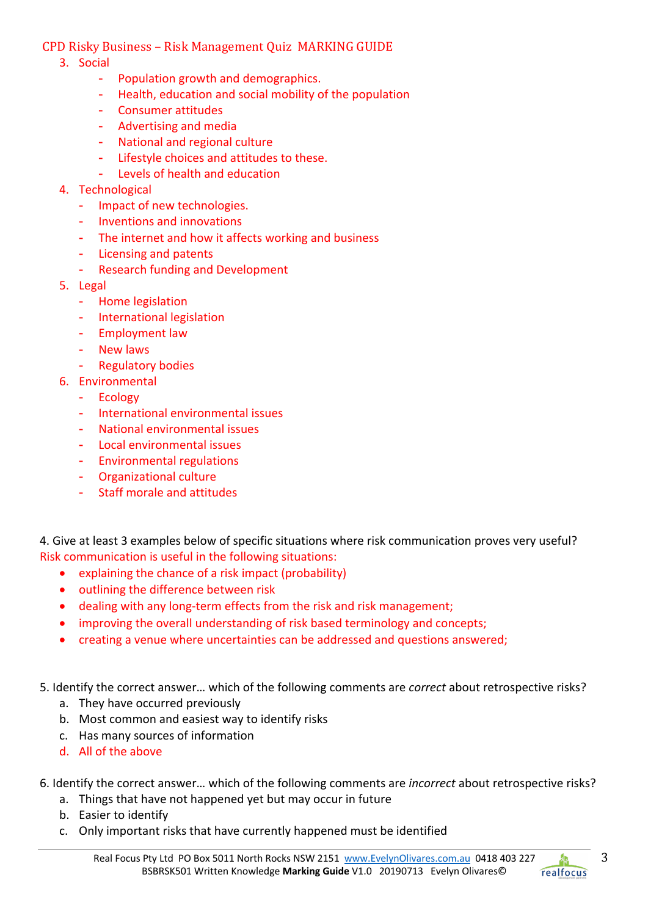CPD Risky Business – Risk Management Quiz MARKING GUIDE

3. Social
   - Population growth and demographics.
   - Health, education and social mobility of the population
   - Consumer attitudes
   - Advertising and media
   - National and regional culture
   - Lifestyle choices and attitudes to these.
   - Levels of health and education
4. Technological
   - Impact of new technologies.
   - Inventions and innovations
   - The internet and how it affects working and business
   - Licensing and patents
   - Research funding and Development
5. Legal
   - Home legislation
   - International legislation
   - Employment law
   - New laws
   - Regulatory bodies
6. Environmental
   - Ecology
   - International environmental issues
   - National environmental issues
   - Local environmental issues
   - Environmental regulations
   - Organizational culture
   - Staff morale and attitudes

4. Give at least 3 examples below of specific situations where risk communication proves very useful?

Risk communication is useful in the following situations:

- explaining the chance of a risk impact (probability)
- outlining the difference between risk
- dealing with any long-term effects from the risk and risk management;
- improving the overall understanding of risk based terminology and concepts;
- creating a venue where uncertainties can be addressed and questions answered;

5. Identify the correct answer… which of the following comments are *correct* about retrospective risks?

   a. They have occurred previously
   b. Most common and easiest way to identify risks
   c. Has many sources of information
   d. All of the above

6. Identify the correct answer… which of the following comments are *incorrect* about retrospective risks?

   a. Things that have not happened yet but may occur in future
   b. Easier to identify
   c. Only important risks that have currently happened must be identified

Real Focus Pty Ltd PO Box 5011 North Rocks NSW 2151 www.EvelynOlivares.com.au 0418 403 227
BSBRSK501 Written Knowledge **Marking Guide** V1.0 20190713 Evelyn Olivares©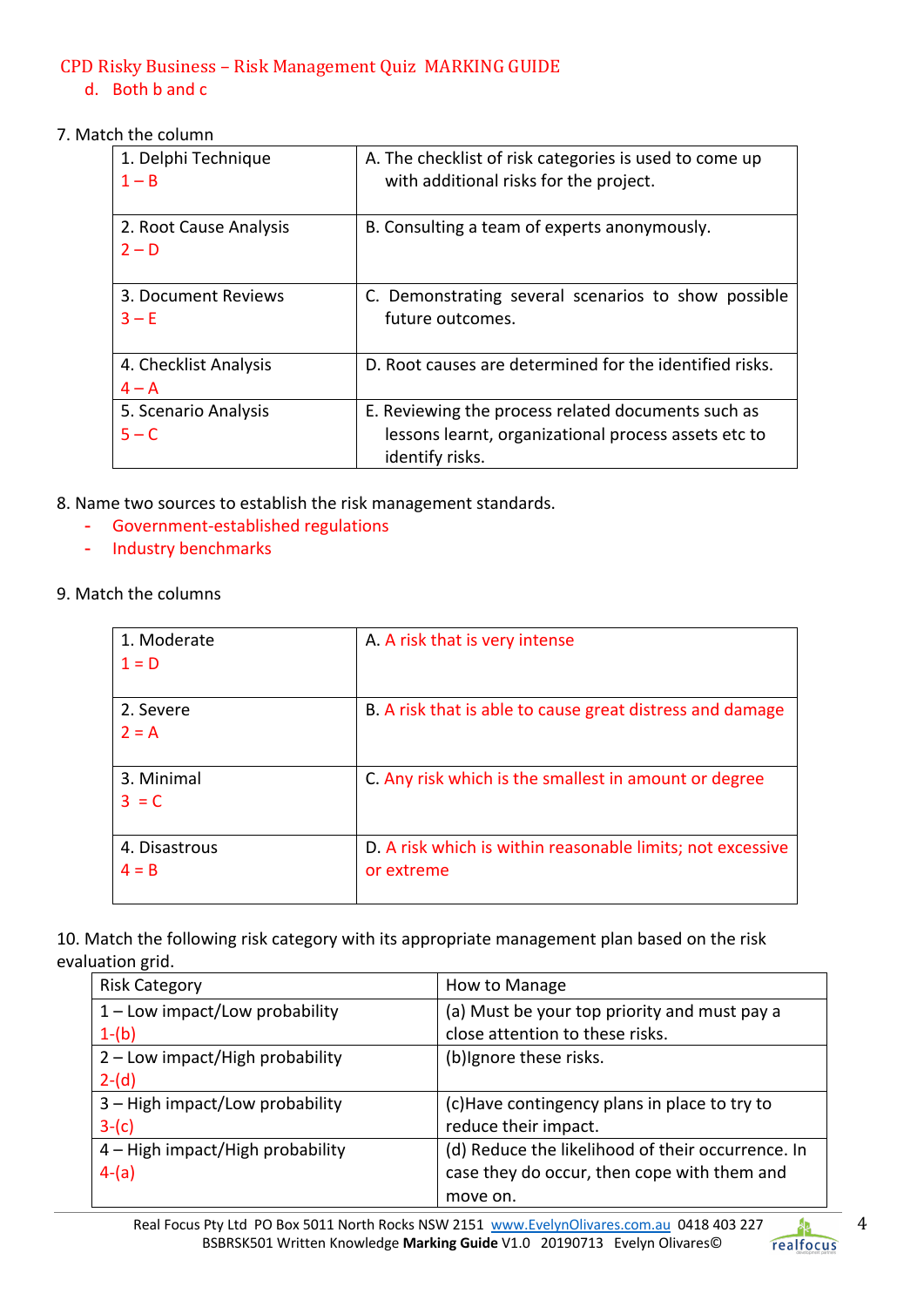d. Both b and c

7. Match the column

| 1. Delphi Technique 1 – B | A. The checklist of risk categories is used to come up with additional risks for the project. |
|---|---|
| 2. Root Cause Analysis 2 – D | B. Consulting a team of experts anonymously. |
| 3. Document Reviews 3 – E | C. Demonstrating several scenarios to show possible future outcomes. |
| 4. Checklist Analysis 4 – A | D. Root causes are determined for the identified risks. |
| 5. Scenario Analysis 5 – C | E. Reviewing the process related documents such as lessons learnt, organizational process assets etc to identify risks. |

8. Name two sources to establish the risk management standards.

- Government-established regulations
- Industry benchmarks

9. Match the columns

| 1. Moderate 1 = D | A. A risk that is very intense |
|---|---|
| 2. Severe 2 = A | B. A risk that is able to cause great distress and damage |
| 3. Minimal 3 = C | C. Any risk which is the smallest in amount or degree |
| 4. Disastrous 4 = B | D. A risk which is within reasonable limits; not excessive or extreme |

10. Match the following risk category with its appropriate management plan based on the risk evaluation grid.

| Risk Category | How to Manage |
|---|---|
| 1 – Low impact/Low probability 1-(b) | (a) Must be your top priority and must pay a close attention to these risks. |
| 2 – Low impact/High probability 2-(d) | (b)Ignore these risks. |
| 3 – High impact/Low probability 3-(c) | (c)Have contingency plans in place to try to reduce their impact. |
| 4 – High impact/High probability 4-(a) | (d) Reduce the likelihood of their occurrence. In case they do occur, then cope with them and move on. |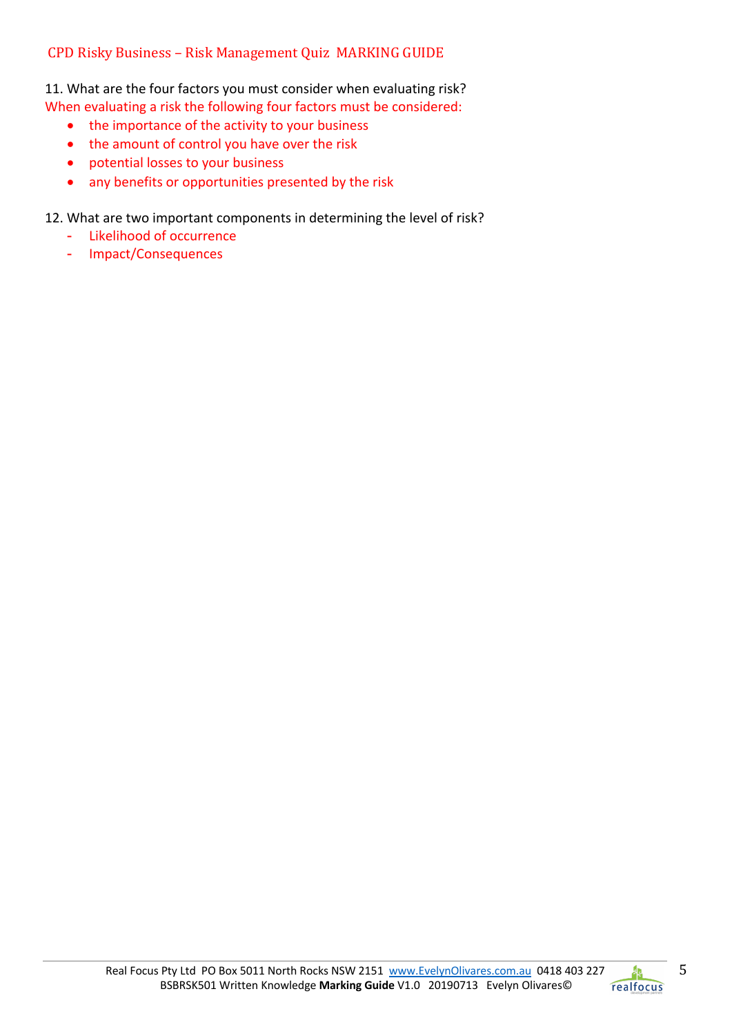CPD Risky Business – Risk Management Quiz  MARKING GUIDE

11. What are the four factors you must consider when evaluating risk?

When evaluating a risk the following four factors must be considered:

- the importance of the activity to your business
- the amount of control you have over the risk
- potential losses to your business
- any benefits or opportunities presented by the risk

12. What are two important components in determining the level of risk?

- Likelihood of occurrence
- Impact/Consequences